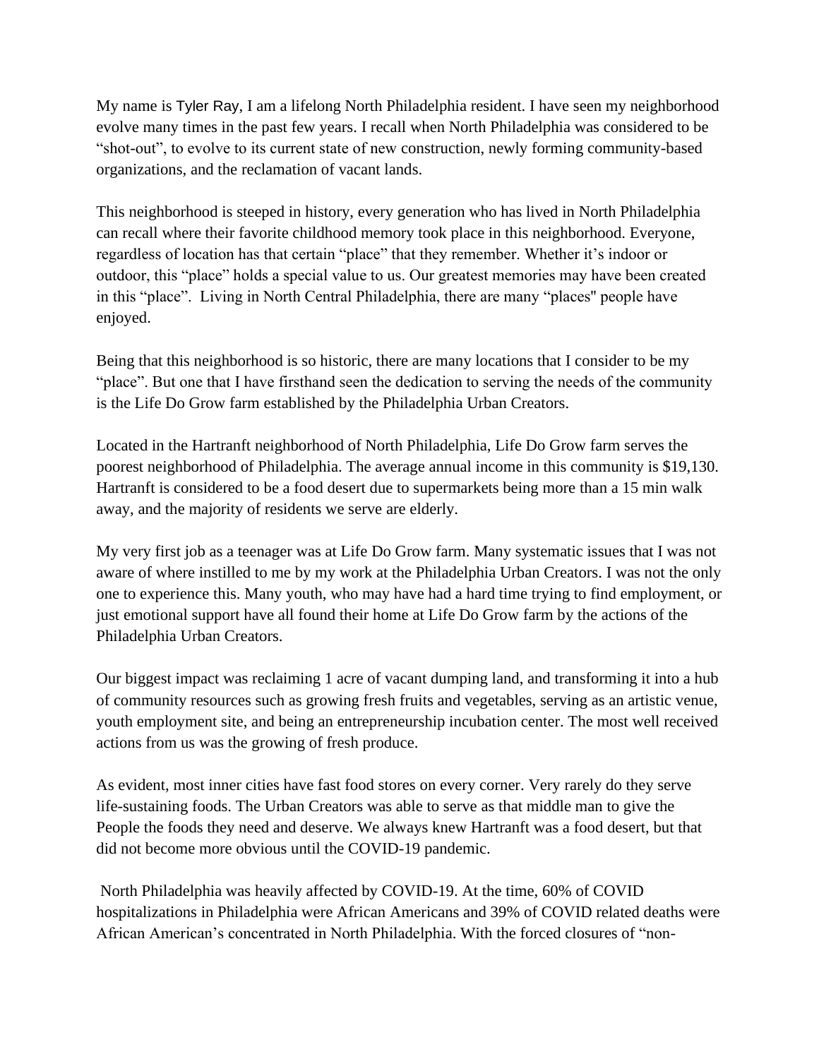My name is Tyler Ray, I am a lifelong North Philadelphia resident. I have seen my neighborhood evolve many times in the past few years. I recall when North Philadelphia was considered to be "shot-out", to evolve to its current state of new construction, newly forming community-based organizations, and the reclamation of vacant lands.

This neighborhood is steeped in history, every generation who has lived in North Philadelphia can recall where their favorite childhood memory took place in this neighborhood. Everyone, regardless of location has that certain "place" that they remember. Whether it's indoor or outdoor, this "place" holds a special value to us. Our greatest memories may have been created in this "place". Living in North Central Philadelphia, there are many "places" people have enjoyed.

Being that this neighborhood is so historic, there are many locations that I consider to be my "place". But one that I have firsthand seen the dedication to serving the needs of the community is the Life Do Grow farm established by the Philadelphia Urban Creators.

Located in the Hartranft neighborhood of North Philadelphia, Life Do Grow farm serves the poorest neighborhood of Philadelphia. The average annual income in this community is $19,130. Hartranft is considered to be a food desert due to supermarkets being more than a 15 min walk away, and the majority of residents we serve are elderly.

My very first job as a teenager was at Life Do Grow farm. Many systematic issues that I was not aware of where instilled to me by my work at the Philadelphia Urban Creators. I was not the only one to experience this. Many youth, who may have had a hard time trying to find employment, or just emotional support have all found their home at Life Do Grow farm by the actions of the Philadelphia Urban Creators.

Our biggest impact was reclaiming 1 acre of vacant dumping land, and transforming it into a hub of community resources such as growing fresh fruits and vegetables, serving as an artistic venue, youth employment site, and being an entrepreneurship incubation center. The most well received actions from us was the growing of fresh produce.

As evident, most inner cities have fast food stores on every corner. Very rarely do they serve life-sustaining foods. The Urban Creators was able to serve as that middle man to give the People the foods they need and deserve. We always knew Hartranft was a food desert, but that did not become more obvious until the COVID-19 pandemic.

North Philadelphia was heavily affected by COVID-19. At the time, 60% of COVID hospitalizations in Philadelphia were African Americans and 39% of COVID related deaths were African American's concentrated in North Philadelphia. With the forced closures of "non-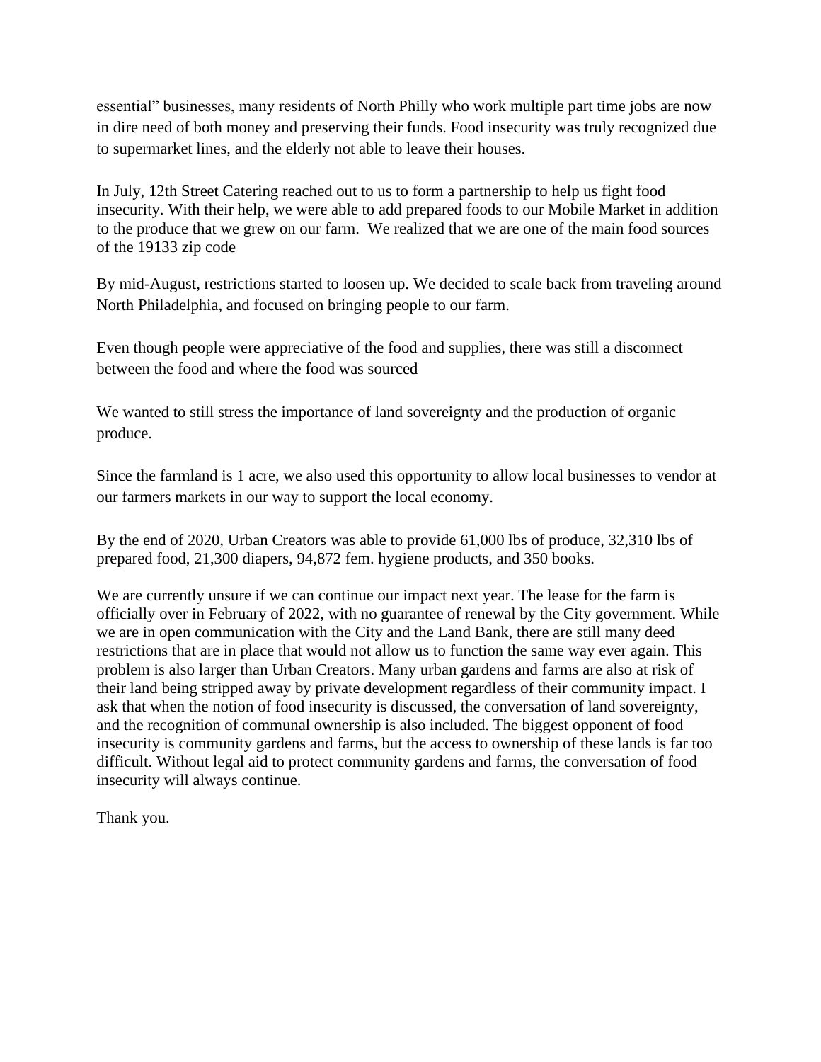essential" businesses, many residents of North Philly who work multiple part time jobs are now in dire need of both money and preserving their funds. Food insecurity was truly recognized due to supermarket lines, and the elderly not able to leave their houses.

In July, 12th Street Catering reached out to us to form a partnership to help us fight food insecurity. With their help, we were able to add prepared foods to our Mobile Market in addition to the produce that we grew on our farm. We realized that we are one of the main food sources of the 19133 zip code

By mid-August, restrictions started to loosen up. We decided to scale back from traveling around North Philadelphia, and focused on bringing people to our farm.

Even though people were appreciative of the food and supplies, there was still a disconnect between the food and where the food was sourced

We wanted to still stress the importance of land sovereignty and the production of organic produce.

Since the farmland is 1 acre, we also used this opportunity to allow local businesses to vendor at our farmers markets in our way to support the local economy.

By the end of 2020, Urban Creators was able to provide 61,000 lbs of produce, 32,310 lbs of prepared food, 21,300 diapers, 94,872 fem. hygiene products, and 350 books.

We are currently unsure if we can continue our impact next year. The lease for the farm is officially over in February of 2022, with no guarantee of renewal by the City government. While we are in open communication with the City and the Land Bank, there are still many deed restrictions that are in place that would not allow us to function the same way ever again. This problem is also larger than Urban Creators. Many urban gardens and farms are also at risk of their land being stripped away by private development regardless of their community impact. I ask that when the notion of food insecurity is discussed, the conversation of land sovereignty, and the recognition of communal ownership is also included. The biggest opponent of food insecurity is community gardens and farms, but the access to ownership of these lands is far too difficult. Without legal aid to protect community gardens and farms, the conversation of food insecurity will always continue.

Thank you.